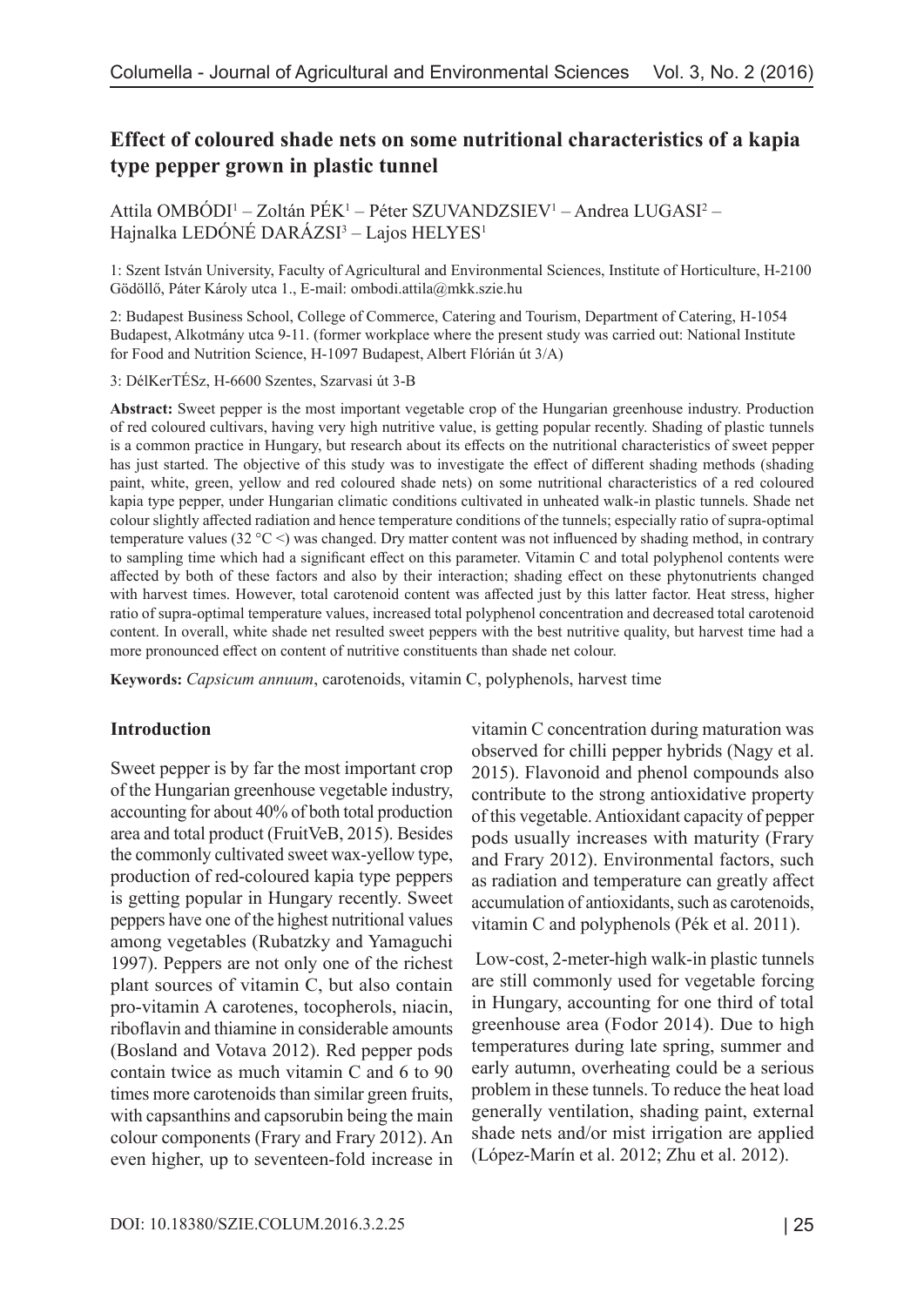# Effect of coloured shade nets on some nutritional characteristics of a kapia type pepper grown in plastic tunnel

Attila OMBÓDI[1] – Zoltán PÉK[1] – Péter SZUVANDZSIEV[1] – Andrea LUGASI[2] – Hajnalka LEDÓNÉ DARÁZSI[3] – Lajos HELYES[1]

1: Szent István University, Faculty of Agricultural and Environmental Sciences, Institute of Horticulture, H-2100 Gödöllő, Páter Károly utca 1., E-mail: ombodi.attila@mkk.szie.hu

2: Budapest Business School, College of Commerce, Catering and Tourism, Department of Catering, H-1054 Budapest, Alkotmány utca 9-11. (former workplace where the present study was carried out: National Institute for Food and Nutrition Science, H-1097 Budapest, Albert Flórián út 3/A)

3: DélKerTÉSz, H-6600 Szentes, Szarvasi út 3-B

**Abstract:** Sweet pepper is the most important vegetable crop of the Hungarian greenhouse industry. Production of red coloured cultivars, having very high nutritive value, is getting popular recently. Shading of plastic tunnels is a common practice in Hungary, but research about its effects on the nutritional characteristics of sweet pepper has just started. The objective of this study was to investigate the effect of different shading methods (shading paint, white, green, yellow and red coloured shade nets) on some nutritional characteristics of a red coloured kapia type pepper, under Hungarian climatic conditions cultivated in unheated walk-in plastic tunnels. Shade net colour slightly affected radiation and hence temperature conditions of the tunnels; especially ratio of supra-optimal temperature values (32 °C <) was changed. Dry matter content was not influenced by shading method, in contrary to sampling time which had a significant effect on this parameter. Vitamin C and total polyphenol contents were affected by both of these factors and also by their interaction; shading effect on these phytonutrients changed with harvest times. However, total carotenoid content was affected just by this latter factor. Heat stress, higher ratio of supra-optimal temperature values, increased total polyphenol concentration and decreased total carotenoid content. In overall, white shade net resulted sweet peppers with the best nutritive quality, but harvest time had a more pronounced effect on content of nutritive constituents than shade net colour.

**Keywords:** *Capsicum annuum*, carotenoids, vitamin C, polyphenols, harvest time

## Introduction

Sweet pepper is by far the most important crop of the Hungarian greenhouse vegetable industry, accounting for about 40% of both total production area and total product (FruitVeB, 2015). Besides the commonly cultivated sweet wax-yellow type, production of red-coloured kapia type peppers is getting popular in Hungary recently. Sweet peppers have one of the highest nutritional values among vegetables (Rubatzky and Yamaguchi 1997). Peppers are not only one of the richest plant sources of vitamin C, but also contain pro-vitamin A carotenes, tocopherols, niacin, riboflavin and thiamine in considerable amounts (Bosland and Votava 2012). Red pepper pods contain twice as much vitamin C and 6 to 90 times more carotenoids than similar green fruits, with capsanthins and capsorubin being the main colour components (Frary and Frary 2012). An even higher, up to seventeen-fold increase in vitamin C concentration during maturation was observed for chilli pepper hybrids (Nagy et al. 2015). Flavonoid and phenol compounds also contribute to the strong antioxidative property of this vegetable. Antioxidant capacity of pepper pods usually increases with maturity (Frary and Frary 2012). Environmental factors, such as radiation and temperature can greatly affect accumulation of antioxidants, such as carotenoids, vitamin C and polyphenols (Pék et al. 2011).

Low-cost, 2-meter-high walk-in plastic tunnels are still commonly used for vegetable forcing in Hungary, accounting for one third of total greenhouse area (Fodor 2014). Due to high temperatures during late spring, summer and early autumn, overheating could be a serious problem in these tunnels. To reduce the heat load generally ventilation, shading paint, external shade nets and/or mist irrigation are applied (López-Marín et al. 2012; Zhu et al. 2012).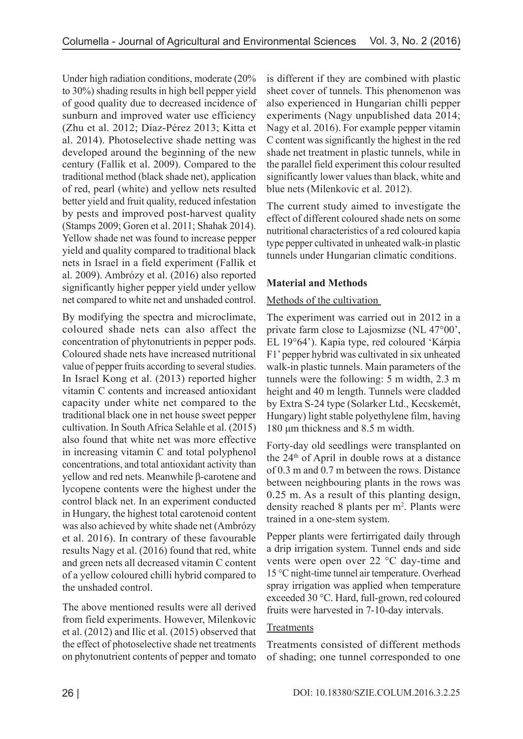Under high radiation conditions, moderate (20% to 30%) shading results in high bell pepper yield of good quality due to decreased incidence of sunburn and improved water use efficiency (Zhu et al. 2012; Díaz-Pérez 2013; Kitta et al. 2014). Photoselective shade netting was developed around the beginning of the new century (Fallik et al. 2009). Compared to the traditional method (black shade net), application of red, pearl (white) and yellow nets resulted better yield and fruit quality, reduced infestation by pests and improved post-harvest quality (Stamps 2009; Goren et al. 2011; Shahak 2014). Yellow shade net was found to increase pepper yield and quality compared to traditional black nets in Israel in a field experiment (Fallik et al. 2009). Ambrózy et al. (2016) also reported significantly higher pepper yield under yellow net compared to white net and unshaded control.

By modifying the spectra and microclimate, coloured shade nets can also affect the concentration of phytonutrients in pepper pods. Coloured shade nets have increased nutritional value of pepper fruits according to several studies. In Israel Kong et al. (2013) reported higher vitamin C contents and increased antioxidant capacity under white net compared to the traditional black one in net house sweet pepper cultivation. In South Africa Selahle et al. (2015) also found that white net was more effective in increasing vitamin C and total polyphenol concentrations, and total antioxidant activity than yellow and red nets. Meanwhile β-carotene and lycopene contents were the highest under the control black net. In an experiment conducted in Hungary, the highest total carotenoid content was also achieved by white shade net (Ambrózy et al. 2016). In contrary of these favourable results Nagy et al. (2016) found that red, white and green nets all decreased vitamin C content of a yellow coloured chilli hybrid compared to the unshaded control.

The above mentioned results were all derived from field experiments. However, Milenkovic et al. (2012) and Ilic et al. (2015) observed that the effect of photoselective shade net treatments on phytonutrient contents of pepper and tomato is different if they are combined with plastic sheet cover of tunnels. This phenomenon was also experienced in Hungarian chilli pepper experiments (Nagy unpublished data 2014; Nagy et al. 2016). For example pepper vitamin C content was significantly the highest in the red shade net treatment in plastic tunnels, while in the parallel field experiment this colour resulted significantly lower values than black, white and blue nets (Milenkovic et al. 2012).

The current study aimed to investigate the effect of different coloured shade nets on some nutritional characteristics of a red coloured kapia type pepper cultivated in unheated walk-in plastic tunnels under Hungarian climatic conditions.

## Material and Methods

### Methods of the cultivation

The experiment was carried out in 2012 in a private farm close to Lajosmizse (NL 47°00', EL 19°64'). Kapia type, red coloured 'Kárpia F1' pepper hybrid was cultivated in six unheated walk-in plastic tunnels. Main parameters of the tunnels were the following: 5 m width, 2.3 m height and 40 m length. Tunnels were cladded by Extra S-24 type (Solarker Ltd., Kecskemét, Hungary) light stable polyethylene film, having 180 μm thickness and 8.5 m width.

Forty-day old seedlings were transplanted on the 24th of April in double rows at a distance of 0.3 m and 0.7 m between the rows. Distance between neighbouring plants in the rows was 0.25 m. As a result of this planting design, density reached 8 plants per m$^2$. Plants were trained in a one-stem system.

Pepper plants were fertirrigated daily through a drip irrigation system. Tunnel ends and side vents were open over 22 °C day-time and 15 °C night-time tunnel air temperature. Overhead spray irrigation was applied when temperature exceeded 30 °C. Hard, full-grown, red coloured fruits were harvested in 7-10-day intervals.

### Treatments

Treatments consisted of different methods of shading; one tunnel corresponded to one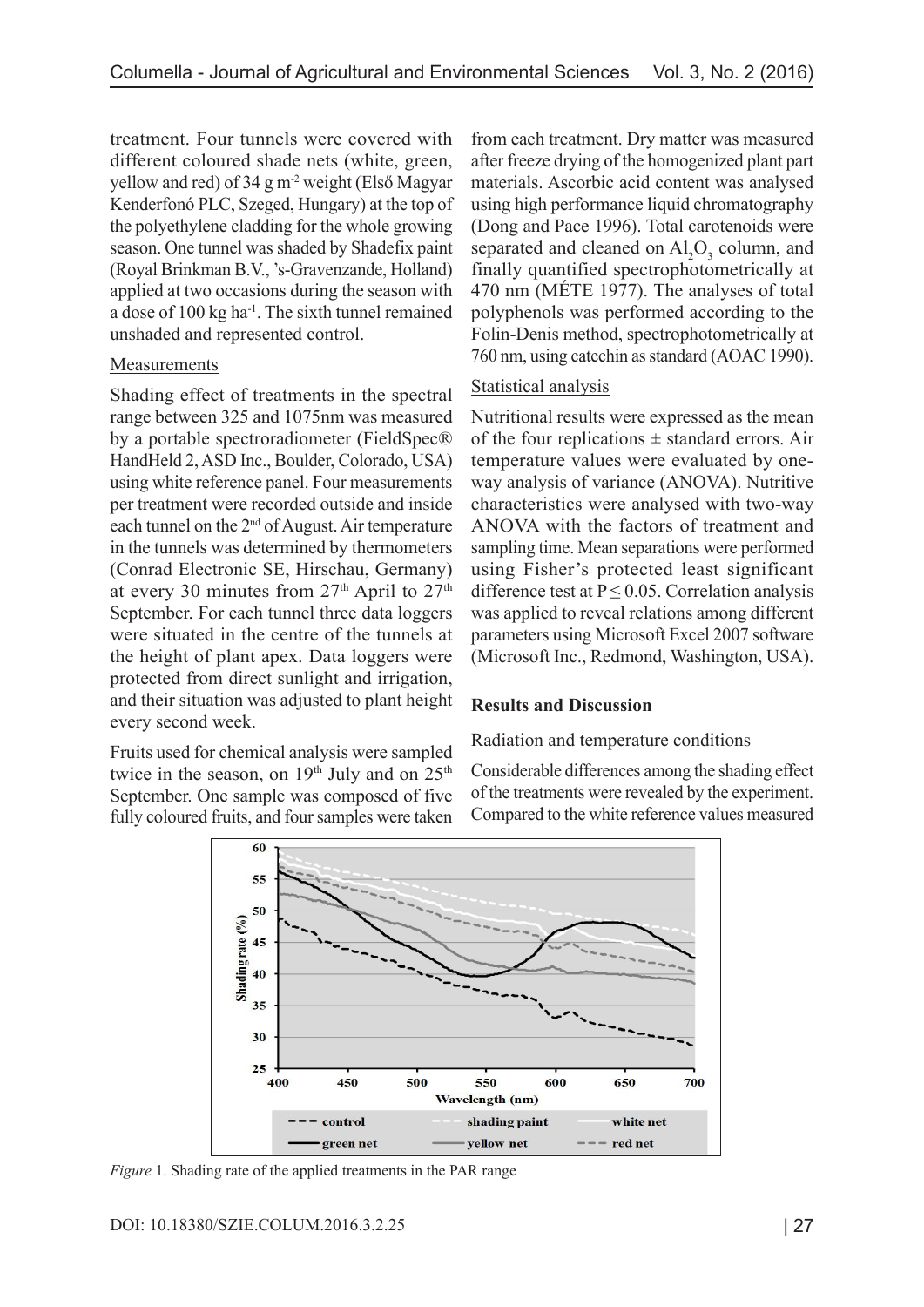treatment. Four tunnels were covered with different coloured shade nets (white, green, yellow and red) of 34 g m$^{-2}$ weight (Első Magyar Kenderfonó PLC, Szeged, Hungary) at the top of the polyethylene cladding for the whole growing season. One tunnel was shaded by Shadefix paint (Royal Brinkman B.V., 's-Gravenzande, Holland) applied at two occasions during the season with a dose of 100 kg ha$^{-1}$. The sixth tunnel remained unshaded and represented control.

Measurements

Shading effect of treatments in the spectral range between 325 and 1075nm was measured by a portable spectroradiometer (FieldSpec® HandHeld 2, ASD Inc., Boulder, Colorado, USA) using white reference panel. Four measurements per treatment were recorded outside and inside each tunnel on the 2nd of August. Air temperature in the tunnels was determined by thermometers (Conrad Electronic SE, Hirschau, Germany) at every 30 minutes from 27th April to 27th September. For each tunnel three data loggers were situated in the centre of the tunnels at the height of plant apex. Data loggers were protected from direct sunlight and irrigation, and their situation was adjusted to plant height every second week.

Fruits used for chemical analysis were sampled twice in the season, on 19th July and on 25th September. One sample was composed of five fully coloured fruits, and four samples were taken from each treatment. Dry matter was measured after freeze drying of the homogenized plant part materials. Ascorbic acid content was analysed using high performance liquid chromatography (Dong and Pace 1996). Total carotenoids were separated and cleaned on $Al_2O_3$ column, and finally quantified spectrophotometrically at 470 nm (MÉTE 1977). The analyses of total polyphenols was performed according to the Folin-Denis method, spectrophotometrically at 760 nm, using catechin as standard (AOAC 1990).

Statistical analysis

Nutritional results were expressed as the mean of the four replications ± standard errors. Air temperature values were evaluated by one-way analysis of variance (ANOVA). Nutritive characteristics were analysed with two-way ANOVA with the factors of treatment and sampling time. Mean separations were performed using Fisher's protected least significant difference test at $P \leq 0.05$. Correlation analysis was applied to reveal relations among different parameters using Microsoft Excel 2007 software (Microsoft Inc., Redmond, Washington, USA).

## Results and Discussion

Radiation and temperature conditions

Considerable differences among the shading effect of the treatments were revealed by the experiment. Compared to the white reference values measured

*Figure* 1. Shading rate of the applied treatments in the PAR range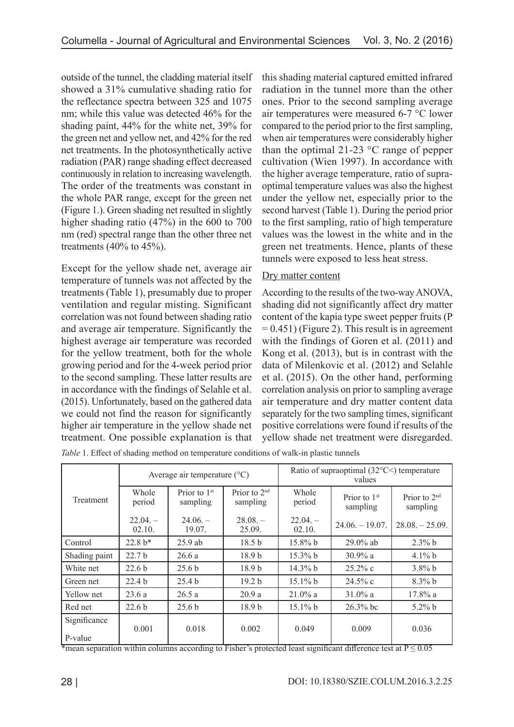outside of the tunnel, the cladding material itself showed a 31% cumulative shading ratio for the reflectance spectra between 325 and 1075 nm; while this value was detected 46% for the shading paint, 44% for the white net, 39% for the green net and yellow net, and 42% for the red net treatments. In the photosynthetically active radiation (PAR) range shading effect decreased continuously in relation to increasing wavelength. The order of the treatments was constant in the whole PAR range, except for the green net (Figure 1.). Green shading net resulted in slightly higher shading ratio (47%) in the 600 to 700 nm (red) spectral range than the other three net treatments (40% to 45%).

Except for the yellow shade net, average air temperature of tunnels was not affected by the treatments (Table 1), presumably due to proper ventilation and regular misting. Significant correlation was not found between shading ratio and average air temperature. Significantly the highest average air temperature was recorded for the yellow treatment, both for the whole growing period and for the 4-week period prior to the second sampling. These latter results are in accordance with the findings of Selahle et al. (2015). Unfortunately, based on the gathered data we could not find the reason for significantly higher air temperature in the yellow shade net treatment. One possible explanation is that this shading material captured emitted infrared radiation in the tunnel more than the other ones. Prior to the second sampling average air temperatures were measured 6-7 °C lower compared to the period prior to the first sampling, when air temperatures were considerably higher than the optimal 21-23 °C range of pepper cultivation (Wien 1997). In accordance with the higher average temperature, ratio of supra-optimal temperature values was also the highest under the yellow net, especially prior to the second harvest (Table 1). During the period prior to the first sampling, ratio of high temperature values was the lowest in the white and in the green net treatments. Hence, plants of these tunnels were exposed to less heat stress.

Dry matter content

According to the results of the two-way ANOVA, shading did not significantly affect dry matter content of the kapia type sweet pepper fruits ($P = 0.451$) (Figure 2). This result is in agreement with the findings of Goren et al. (2011) and Kong et al. (2013), but is in contrast with the data of Milenkovic et al. (2012) and Selahle et al. (2015). On the other hand, performing correlation analysis on prior to sampling average air temperature and dry matter content data separately for the two sampling times, significant positive correlations were found if results of the yellow shade net treatment were disregarded.

*Table* 1. Effect of shading method on temperature conditions of walk-in plastic tunnels

| Treatment | Average air temperature (°C) | | | Ratio of supraoptimal (32°C<) temperature values | | |
|---|---|---|---|---|---|---|
| | Whole period 22.04. – 02.10. | Prior to 1st sampling 24.06. – 19.07. | Prior to 2nd sampling 28.08. – 25.09. | Whole period 22.04. – 02.10. | Prior to 1st sampling 24.06. – 19.07. | Prior to 2nd sampling 28.08. – 25.09. |
| Control | 22.8 b* | 25.9 ab | 18.5 b | 15.8% b | 29.0% ab | 2.3% b |
| Shading paint | 22.7 b | 26.6 a | 18.9 b | 15.3% b | 30.9% a | 4.1% b |
| White net | 22.6 b | 25.6 b | 18.9 b | 14.3% b | 25.2% c | 3.8% b |
| Green net | 22.4 b | 25.4 b | 19.2 b | 15.1% b | 24.5% c | 8.3% b |
| Yellow net | 23.6 a | 26.5 a | 20.9 a | 21.0% a | 31.0% a | 17.8% a |
| Red net | 22.6 b | 25.6 b | 18.9 b | 15.1% b | 26.3% bc | 5.2% b |
| Significance P-value | 0.001 | 0.018 | 0.002 | 0.049 | 0.009 | 0.036 |

*mean separation within columns according to Fisher's protected least significant difference test at $P \leq 0.05$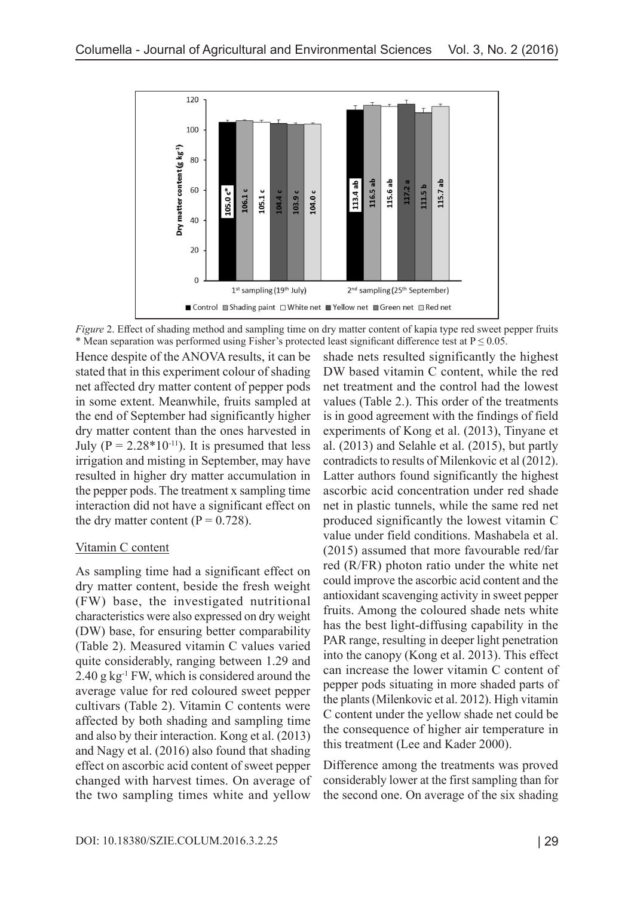*Figure* 2. Effect of shading method and sampling time on dry matter content of kapia type red sweet pepper fruits
* Mean separation was performed using Fisher's protected least significant difference test at $P \leq 0.05$.

Hence despite of the ANOVA results, it can be stated that in this experiment colour of shading net affected dry matter content of pepper pods in some extent. Meanwhile, fruits sampled at the end of September had significantly higher dry matter content than the ones harvested in July ($P = 2.28*10^{-11}$). It is presumed that less irrigation and misting in September, may have resulted in higher dry matter accumulation in the pepper pods. The treatment x sampling time interaction did not have a significant effect on the dry matter content ($P = 0.728$).

Vitamin C content

As sampling time had a significant effect on dry matter content, beside the fresh weight (FW) base, the investigated nutritional characteristics were also expressed on dry weight (DW) base, for ensuring better comparability (Table 2). Measured vitamin C values varied quite considerably, ranging between 1.29 and 2.40 g $kg^{-1}$ FW, which is considered around the average value for red coloured sweet pepper cultivars (Table 2). Vitamin C contents were affected by both shading and sampling time and also by their interaction. Kong et al. (2013) and Nagy et al. (2016) also found that shading effect on ascorbic acid content of sweet pepper changed with harvest times. On average of the two sampling times white and yellow shade nets resulted significantly the highest DW based vitamin C content, while the red net treatment and the control had the lowest values (Table 2.). This order of the treatments is in good agreement with the findings of field experiments of Kong et al. (2013), Tinyane et al. (2013) and Selahle et al. (2015), but partly contradicts to results of Milenkovic et al (2012). Latter authors found significantly the highest ascorbic acid concentration under red shade net in plastic tunnels, while the same red net produced significantly the lowest vitamin C value under field conditions. Mashabela et al. (2015) assumed that more favourable red/far red (R/FR) photon ratio under the white net could improve the ascorbic acid content and the antioxidant scavenging activity in sweet pepper fruits. Among the coloured shade nets white has the best light-diffusing capability in the PAR range, resulting in deeper light penetration into the canopy (Kong et al. 2013). This effect can increase the lower vitamin C content of pepper pods situating in more shaded parts of the plants (Milenkovic et al. 2012). High vitamin C content under the yellow shade net could be the consequence of higher air temperature in this treatment (Lee and Kader 2000).

Difference among the treatments was proved considerably lower at the first sampling than for the second one. On average of the six shading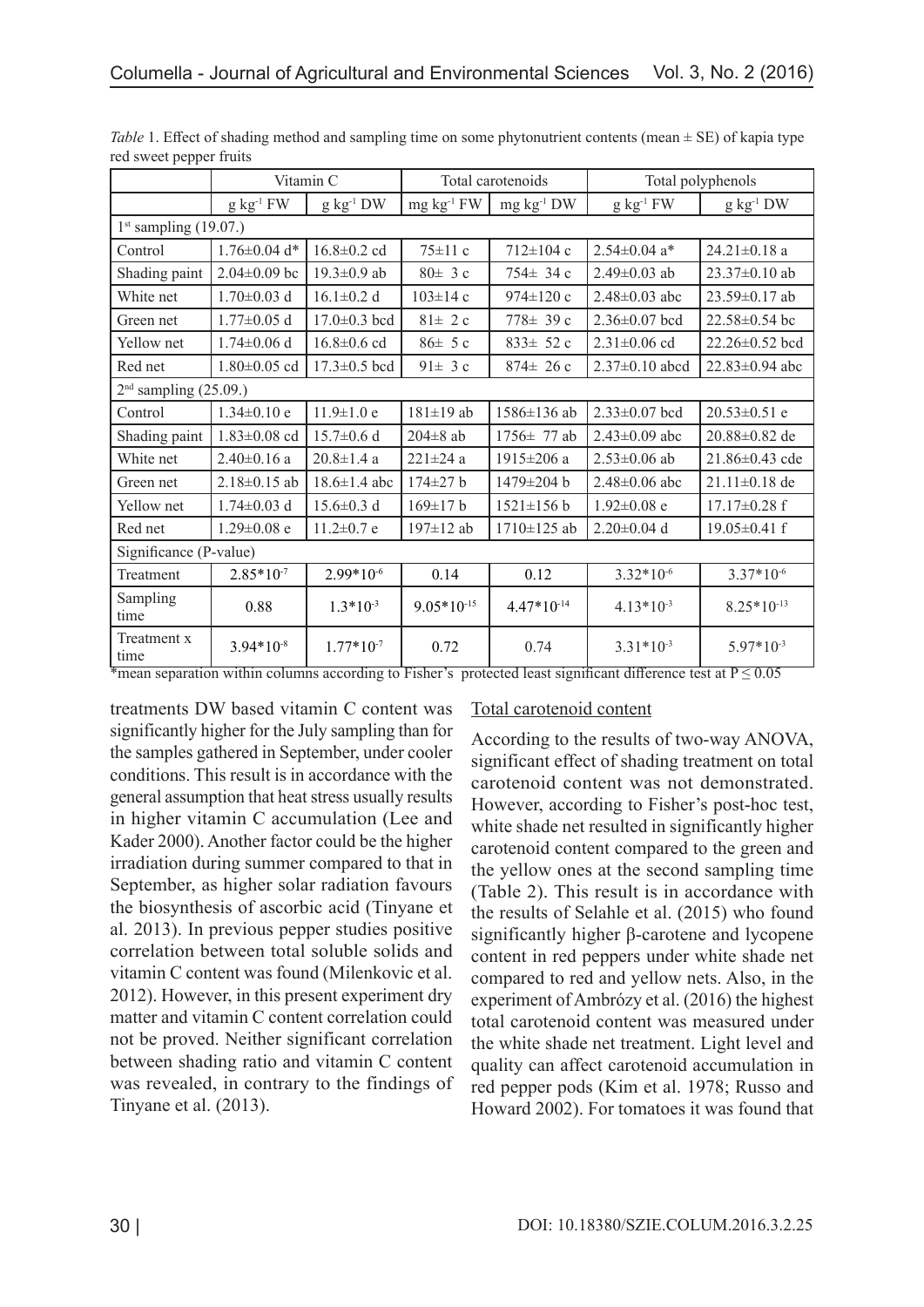*Table* 1. Effect of shading method and sampling time on some phytonutrient contents (mean ± SE) of kapia type red sweet pepper fruits

| | Vitamin C | | Total carotenoids | | Total polyphenols | |
|---|---|---|---|---|---|---|
| | g kg$^{-1}$ FW | g kg$^{-1}$ DW | mg kg$^{-1}$ FW | mg kg$^{-1}$ DW | g kg$^{-1}$ FW | g kg$^{-1}$ DW |
| 1$^{st}$ sampling (19.07.) | | | | | | |
| Control | 1.76±0.04 d* | 16.8±0.2 cd | 75±11 c | 712±104 c | 2.54±0.04 a* | 24.21±0.18 a |
| Shading paint | 2.04±0.09 bc | 19.3±0.9 ab | 80± 3 c | 754± 34 c | 2.49±0.03 ab | 23.37±0.10 ab |
| White net | 1.70±0.03 d | 16.1±0.2 d | 103±14 c | 974±120 c | 2.48±0.03 abc | 23.59±0.17 ab |
| Green net | 1.77±0.05 d | 17.0±0.3 bcd | 81± 2 c | 778± 39 c | 2.36±0.07 bcd | 22.58±0.54 bc |
| Yellow net | 1.74±0.06 d | 16.8±0.6 cd | 86± 5 c | 833± 52 c | 2.31±0.06 cd | 22.26±0.52 bcd |
| Red net | 1.80±0.05 cd | 17.3±0.5 bcd | 91± 3 c | 874± 26 c | 2.37±0.10 abcd | 22.83±0.94 abc |
| 2$^{nd}$ sampling (25.09.) | | | | | | |
| Control | 1.34±0.10 e | 11.9±1.0 e | 181±19 ab | 1586±136 ab | 2.33±0.07 bcd | 20.53±0.51 e |
| Shading paint | 1.83±0.08 cd | 15.7±0.6 d | 204±8 ab | 1756± 77 ab | 2.43±0.09 abc | 20.88±0.82 de |
| White net | 2.40±0.16 a | 20.8±1.4 a | 221±24 a | 1915±206 a | 2.53±0.06 ab | 21.86±0.43 cde |
| Green net | 2.18±0.15 ab | 18.6±1.4 abc | 174±27 b | 1479±204 b | 2.48±0.06 abc | 21.11±0.18 de |
| Yellow net | 1.74±0.03 d | 15.6±0.3 d | 169±17 b | 1521±156 b | 1.92±0.08 e | 17.17±0.28 f |
| Red net | 1.29±0.08 e | 11.2±0.7 e | 197±12 ab | 1710±125 ab | 2.20±0.04 d | 19.05±0.41 f |
| Significance (P-value) | | | | | | |
| Treatment | $2.85*10^{-7}$ | $2.99*10^{-6}$ | 0.14 | 0.12 | $3.32*10^{-6}$ | $3.37*10^{-6}$ |
| Sampling time | 0.88 | $1.3*10^{-3}$ | $9.05*10^{-15}$ | $4.47*10^{-14}$ | $4.13*10^{-3}$ | $8.25*10^{-13}$ |
| Treatment x time | $3.94*10^{-8}$ | $1.77*10^{-7}$ | 0.72 | 0.74 | $3.31*10^{-3}$ | $5.97*10^{-3}$ |

*mean separation within columns according to Fisher's protected least significant difference test at $P \leq 0.05$

treatments DW based vitamin C content was significantly higher for the July sampling than for the samples gathered in September, under cooler conditions. This result is in accordance with the general assumption that heat stress usually results in higher vitamin C accumulation (Lee and Kader 2000). Another factor could be the higher irradiation during summer compared to that in September, as higher solar radiation favours the biosynthesis of ascorbic acid (Tinyane et al. 2013). In previous pepper studies positive correlation between total soluble solids and vitamin C content was found (Milenkovic et al. 2012). However, in this present experiment dry matter and vitamin C content correlation could not be proved. Neither significant correlation between shading ratio and vitamin C content was revealed, in contrary to the findings of Tinyane et al. (2013).

Total carotenoid content

According to the results of two-way ANOVA, significant effect of shading treatment on total carotenoid content was not demonstrated. However, according to Fisher's post-hoc test, white shade net resulted in significantly higher carotenoid content compared to the green and the yellow ones at the second sampling time (Table 2). This result is in accordance with the results of Selahle et al. (2015) who found significantly higher β-carotene and lycopene content in red peppers under white shade net compared to red and yellow nets. Also, in the experiment of Ambrózy et al. (2016) the highest total carotenoid content was measured under the white shade net treatment. Light level and quality can affect carotenoid accumulation in red pepper pods (Kim et al. 1978; Russo and Howard 2002). For tomatoes it was found that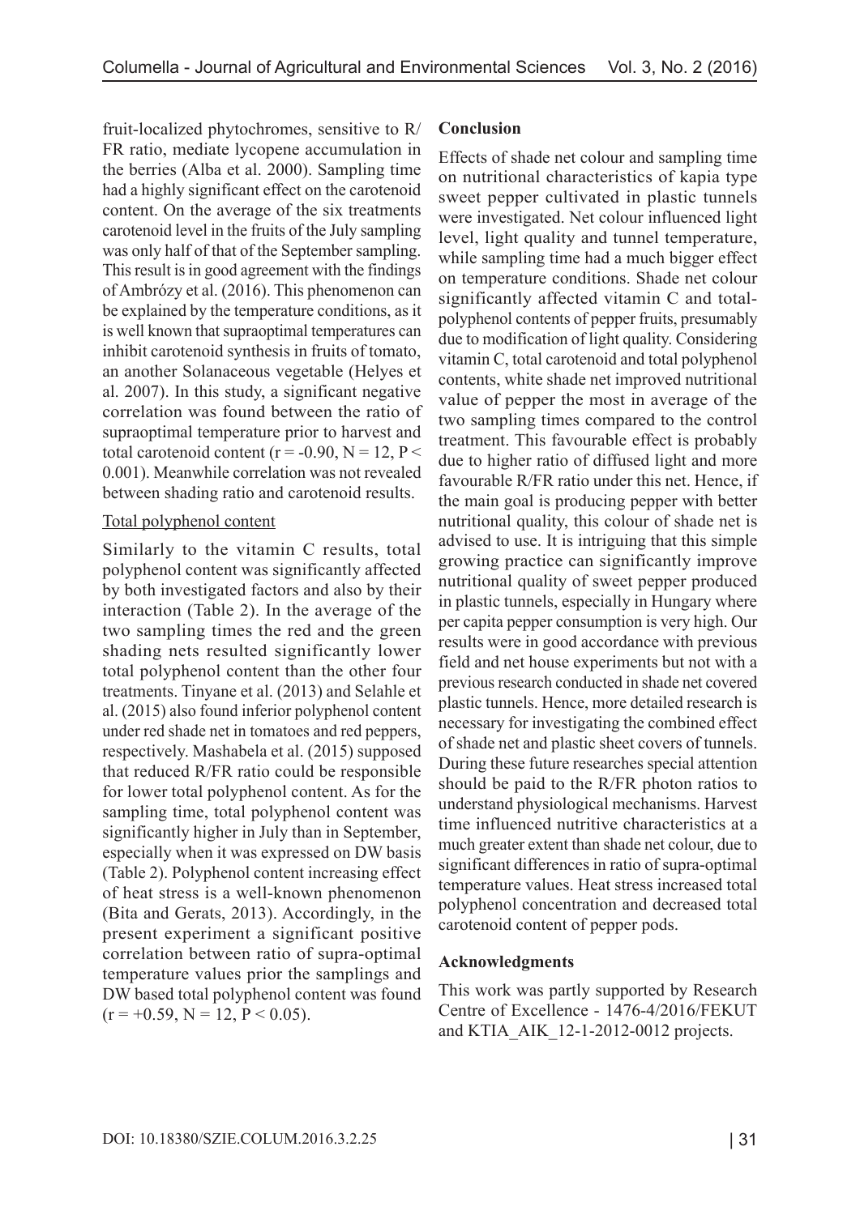fruit-localized phytochromes, sensitive to R/FR ratio, mediate lycopene accumulation in the berries (Alba et al. 2000). Sampling time had a highly significant effect on the carotenoid content. On the average of the six treatments carotenoid level in the fruits of the July sampling was only half of that of the September sampling. This result is in good agreement with the findings of Ambrózy et al. (2016). This phenomenon can be explained by the temperature conditions, as it is well known that supraoptimal temperatures can inhibit carotenoid synthesis in fruits of tomato, an another Solanaceous vegetable (Helyes et al. 2007). In this study, a significant negative correlation was found between the ratio of supraoptimal temperature prior to harvest and total carotenoid content ($r = -0.90$, $N = 12$, $P < 0.001$). Meanwhile correlation was not revealed between shading ratio and carotenoid results.

Total polyphenol content

Similarly to the vitamin C results, total polyphenol content was significantly affected by both investigated factors and also by their interaction (Table 2). In the average of the two sampling times the red and the green shading nets resulted significantly lower total polyphenol content than the other four treatments. Tinyane et al. (2013) and Selahle et al. (2015) also found inferior polyphenol content under red shade net in tomatoes and red peppers, respectively. Mashabela et al. (2015) supposed that reduced R/FR ratio could be responsible for lower total polyphenol content. As for the sampling time, total polyphenol content was significantly higher in July than in September, especially when it was expressed on DW basis (Table 2). Polyphenol content increasing effect of heat stress is a well-known phenomenon (Bita and Gerats, 2013). Accordingly, in the present experiment a significant positive correlation between ratio of supra-optimal temperature values prior the samplings and DW based total polyphenol content was found ($r = +0.59$, $N = 12$, $P < 0.05$).

**Conclusion**

Effects of shade net colour and sampling time on nutritional characteristics of kapia type sweet pepper cultivated in plastic tunnels were investigated. Net colour influenced light level, light quality and tunnel temperature, while sampling time had a much bigger effect on temperature conditions. Shade net colour significantly affected vitamin C and total-polyphenol contents of pepper fruits, presumably due to modification of light quality. Considering vitamin C, total carotenoid and total polyphenol contents, white shade net improved nutritional value of pepper the most in average of the two sampling times compared to the control treatment. This favourable effect is probably due to higher ratio of diffused light and more favourable R/FR ratio under this net. Hence, if the main goal is producing pepper with better nutritional quality, this colour of shade net is advised to use. It is intriguing that this simple growing practice can significantly improve nutritional quality of sweet pepper produced in plastic tunnels, especially in Hungary where per capita pepper consumption is very high. Our results were in good accordance with previous field and net house experiments but not with a previous research conducted in shade net covered plastic tunnels. Hence, more detailed research is necessary for investigating the combined effect of shade net and plastic sheet covers of tunnels. During these future researches special attention should be paid to the R/FR photon ratios to understand physiological mechanisms. Harvest time influenced nutritive characteristics at a much greater extent than shade net colour, due to significant differences in ratio of supra-optimal temperature values. Heat stress increased total polyphenol concentration and decreased total carotenoid content of pepper pods.

**Acknowledgments**

This work was partly supported by Research Centre of Excellence - 1476-4/2016/FEKUT and KTIA_AIK_12-1-2012-0012 projects.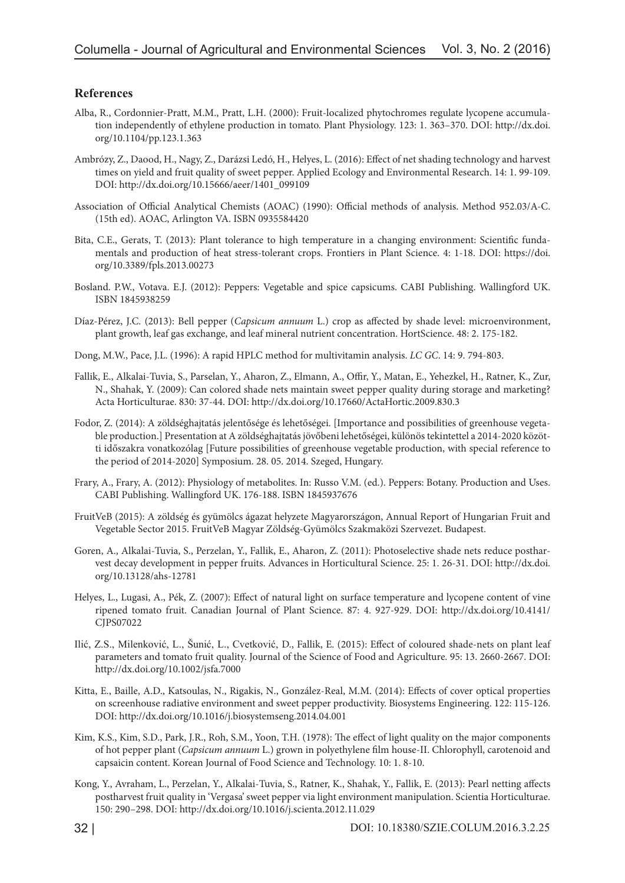## References

Alba, R., Cordonnier-Pratt, M.M., Pratt, L.H. (2000): Fruit-localized phytochromes regulate lycopene accumulation independently of ethylene production in tomato. Plant Physiology. 123: 1. 363–370. DOI: http://dx.doi.org/10.1104/pp.123.1.363

Ambrózy, Z., Daood, H., Nagy, Z., Darázsi Ledó, H., Helyes, L. (2016): Effect of net shading technology and harvest times on yield and fruit quality of sweet pepper. Applied Ecology and Environmental Research. 14: 1. 99-109. DOI: http://dx.doi.org/10.15666/aeer/1401_099109

Association of Official Analytical Chemists (AOAC) (1990): Official methods of analysis. Method 952.03/A-C. (15th ed). AOAC, Arlington VA. ISBN 0935584420

Bita, C.E., Gerats, T. (2013): Plant tolerance to high temperature in a changing environment: Scientific fundamentals and production of heat stress-tolerant crops. Frontiers in Plant Science. 4: 1-18. DOI: https://doi.org/10.3389/fpls.2013.00273

Bosland. P.W., Votava. E.J. (2012): Peppers: Vegetable and spice capsicums. CABI Publishing. Wallingford UK. ISBN 1845938259

Díaz-Pérez, J.C. (2013): Bell pepper (*Capsicum annuum* L.) crop as affected by shade level: microenvironment, plant growth, leaf gas exchange, and leaf mineral nutrient concentration. HortScience. 48: 2. 175-182.

Dong, M.W., Pace, J.L. (1996): A rapid HPLC method for multivitamin analysis. *LC GC*. 14: 9. 794-803.

Fallik, E., Alkalai-Tuvia, S., Parselan, Y., Aharon, Z., Elmann, A., Offir, Y., Matan, E., Yehezkel, H., Ratner, K., Zur, N., Shahak, Y. (2009): Can colored shade nets maintain sweet pepper quality during storage and marketing? Acta Horticulturae. 830: 37-44. DOI: http://dx.doi.org/10.17660/ActaHortic.2009.830.3

Fodor, Z. (2014): A zöldséghajtatás jelentősége és lehetőségei. [Importance and possibilities of greenhouse vegetable production.] Presentation at A zöldséghajtatás jövőbeni lehetőségei, különös tekintettel a 2014-2020 közötti időszakra vonatkozólag [Future possibilities of greenhouse vegetable production, with special reference to the period of 2014-2020] Symposium. 28. 05. 2014. Szeged, Hungary.

Frary, A., Frary, A. (2012): Physiology of metabolites. In: Russo V.M. (ed.). Peppers: Botany. Production and Uses. CABI Publishing. Wallingford UK. 176-188. ISBN 1845937676

FruitVeB (2015): A zöldség és gyümölcs ágazat helyzete Magyarországon, Annual Report of Hungarian Fruit and Vegetable Sector 2015. FruitVeB Magyar Zöldség-Gyümölcs Szakmaközi Szervezet. Budapest.

Goren, A., Alkalai-Tuvia, S., Perzelan, Y., Fallik, E., Aharon, Z. (2011): Photoselective shade nets reduce postharvest decay development in pepper fruits. Advances in Horticultural Science. 25: 1. 26-31. DOI: http://dx.doi.org/10.13128/ahs-12781

Helyes, L., Lugasi, A., Pék, Z. (2007): Effect of natural light on surface temperature and lycopene content of vine ripened tomato fruit. Canadian Journal of Plant Science. 87: 4. 927-929. DOI: http://dx.doi.org/10.4141/CJPS07022

Ilić, Z.S., Milenković, L., Šunić, L., Cvetković, D., Fallik, E. (2015): Effect of coloured shade-nets on plant leaf parameters and tomato fruit quality. Journal of the Science of Food and Agriculture. 95: 13. 2660-2667. DOI: http://dx.doi.org/10.1002/jsfa.7000

Kitta, E., Baille, A.D., Katsoulas, N., Rigakis, N., González-Real, M.M. (2014): Effects of cover optical properties on screenhouse radiative environment and sweet pepper productivity. Biosystems Engineering. 122: 115-126. DOI: http://dx.doi.org/10.1016/j.biosystemseng.2014.04.001

Kim, K.S., Kim, S.D., Park, J.R., Roh, S.M., Yoon, T.H. (1978): The effect of light quality on the major components of hot pepper plant (*Capsicum annuum* L.) grown in polyethylene film house-II. Chlorophyll, carotenoid and capsaicin content. Korean Journal of Food Science and Technology. 10: 1. 8-10.

Kong, Y., Avraham, L., Perzelan, Y., Alkalai-Tuvia, S., Ratner, K., Shahak, Y., Fallik, E. (2013): Pearl netting affects postharvest fruit quality in 'Vergasa' sweet pepper via light environment manipulation. Scientia Horticulturae. 150: 290–298. DOI: http://dx.doi.org/10.1016/j.scienta.2012.11.029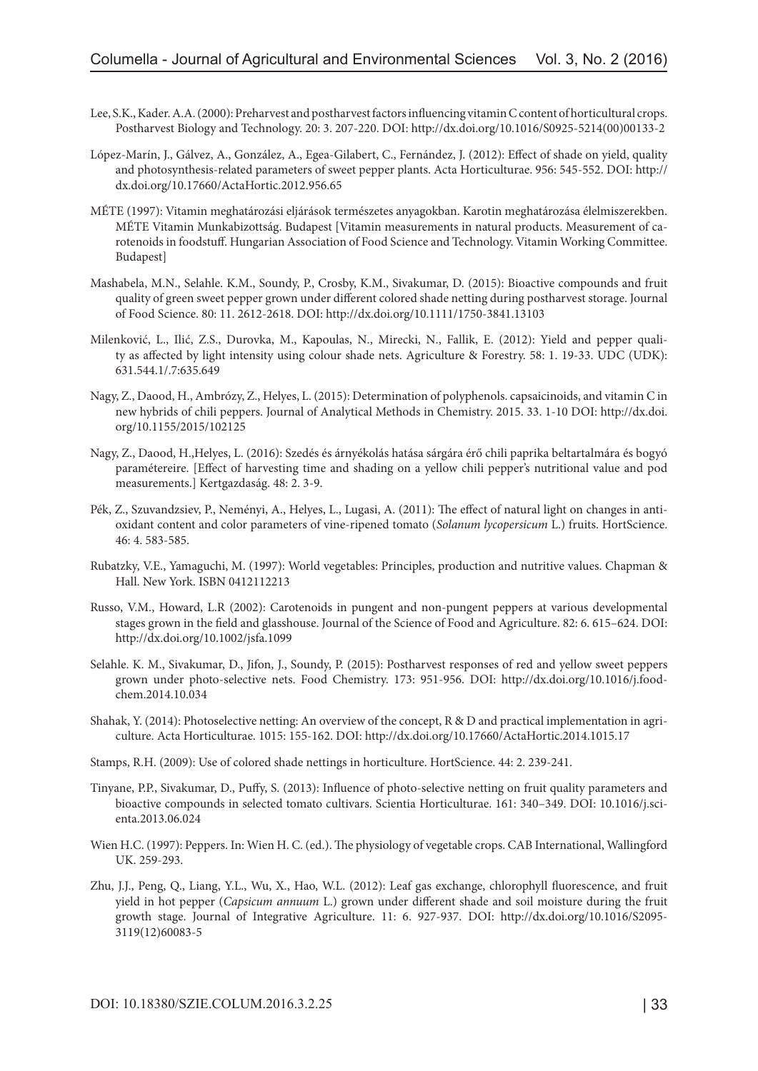Lee, S.K., Kader. A.A. (2000): Preharvest and postharvest factors influencing vitamin C content of horticultural crops. Postharvest Biology and Technology. 20: 3. 207-220. DOI: http://dx.doi.org/10.1016/S0925-5214(00)00133-2

López-Marín, J., Gálvez, A., González, A., Egea-Gilabert, C., Fernández, J. (2012): Effect of shade on yield, quality and photosynthesis-related parameters of sweet pepper plants. Acta Horticulturae. 956: 545-552. DOI: http://dx.doi.org/10.17660/ActaHortic.2012.956.65

MÉTE (1997): Vitamin meghatározási eljárások természetes anyagokban. Karotin meghatározása élelmiszerekben. MÉTE Vitamin Munkabizottság. Budapest [Vitamin measurements in natural products. Measurement of carotenoids in foodstuff. Hungarian Association of Food Science and Technology. Vitamin Working Committee. Budapest]

Mashabela, M.N., Selahle. K.M., Soundy, P., Crosby, K.M., Sivakumar, D. (2015): Bioactive compounds and fruit quality of green sweet pepper grown under different colored shade netting during postharvest storage. Journal of Food Science. 80: 11. 2612-2618. DOI: http://dx.doi.org/10.1111/1750-3841.13103

Milenković, L., Ilić, Z.S., Durovka, M., Kapoulas, N., Mirecki, N., Fallik, E. (2012): Yield and pepper quality as affected by light intensity using colour shade nets. Agriculture & Forestry. 58: 1. 19-33. UDC (UDK): 631.544.1/.7:635.649

Nagy, Z., Daood, H., Ambrózy, Z., Helyes, L. (2015): Determination of polyphenols. capsaicinoids, and vitamin C in new hybrids of chili peppers. Journal of Analytical Methods in Chemistry. 2015. 33. 1-10 DOI: http://dx.doi.org/10.1155/2015/102125

Nagy, Z., Daood, H.,Helyes, L. (2016): Szedés és árnyékolás hatása sárgára érő chili paprika beltartalmára és bogyó paramétereire. [Effect of harvesting time and shading on a yellow chili pepper's nutritional value and pod measurements.] Kertgazdaság. 48: 2. 3-9.

Pék, Z., Szuvandzsiev, P., Neményi, A., Helyes, L., Lugasi, A. (2011): The effect of natural light on changes in antioxidant content and color parameters of vine-ripened tomato (*Solanum lycopersicum* L.) fruits. HortScience. 46: 4. 583-585.

Rubatzky, V.E., Yamaguchi, M. (1997): World vegetables: Principles, production and nutritive values. Chapman & Hall. New York. ISBN 0412112213

Russo, V.M., Howard, L.R (2002): Carotenoids in pungent and non-pungent peppers at various developmental stages grown in the field and glasshouse. Journal of the Science of Food and Agriculture. 82: 6. 615–624. DOI: http://dx.doi.org/10.1002/jsfa.1099

Selahle. K. M., Sivakumar, D., Jifon, J., Soundy, P. (2015): Postharvest responses of red and yellow sweet peppers grown under photo-selective nets. Food Chemistry. 173: 951-956. DOI: http://dx.doi.org/10.1016/j.foodchem.2014.10.034

Shahak, Y. (2014): Photoselective netting: An overview of the concept, R & D and practical implementation in agriculture. Acta Horticulturae. 1015: 155-162. DOI: http://dx.doi.org/10.17660/ActaHortic.2014.1015.17

Stamps, R.H. (2009): Use of colored shade nettings in horticulture. HortScience. 44: 2. 239-241.

Tinyane, P.P., Sivakumar, D., Puffy, S. (2013): Influence of photo-selective netting on fruit quality parameters and bioactive compounds in selected tomato cultivars. Scientia Horticulturae. 161: 340–349. DOI: 10.1016/j.scienta.2013.06.024

Wien H.C. (1997): Peppers. In: Wien H. C. (ed.). The physiology of vegetable crops. CAB International, Wallingford UK. 259-293.

Zhu, J.J., Peng, Q., Liang, Y.L., Wu, X., Hao, W.L. (2012): Leaf gas exchange, chlorophyll fluorescence, and fruit yield in hot pepper (*Capsicum annuum* L.) grown under different shade and soil moisture during the fruit growth stage. Journal of Integrative Agriculture. 11: 6. 927-937. DOI: http://dx.doi.org/10.1016/S2095-3119(12)60083-5